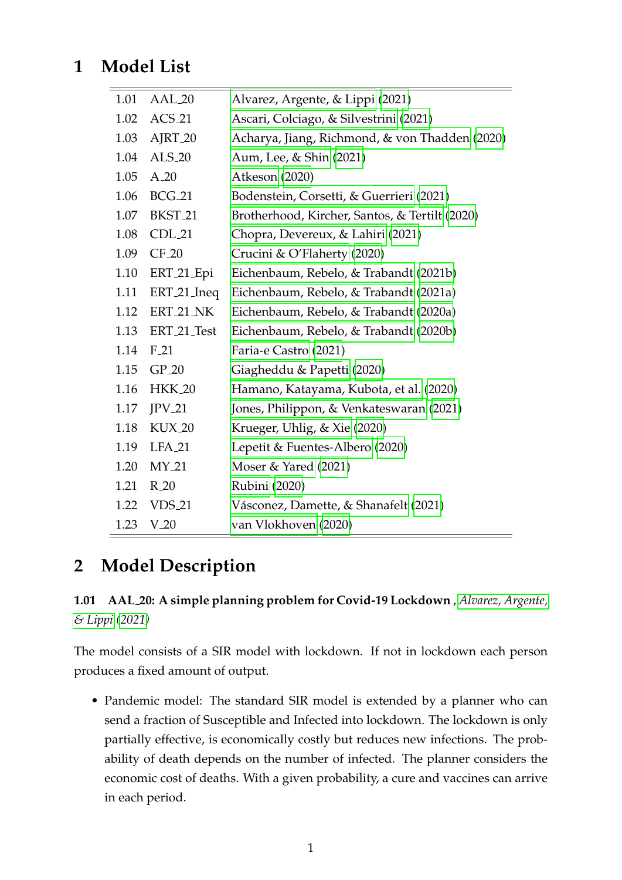# 1 Model List

| | | |
|---|---|---|
| 1.01 | AAL_20 | Alvarez, Argente, & Lippi (2021) |
| 1.02 | ACS_21 | Ascari, Colciago, & Silvestrini (2021) |
| 1.03 | AJRT_20 | Acharya, Jiang, Richmond, & von Thadden (2020) |
| 1.04 | ALS_20 | Aum, Lee, & Shin (2021) |
| 1.05 | A_20 | Atkeson (2020) |
| 1.06 | BCG_21 | Bodenstein, Corsetti, & Guerrieri (2021) |
| 1.07 | BKST_21 | Brotherhood, Kircher, Santos, & Tertilt (2020) |
| 1.08 | CDL_21 | Chopra, Devereux, & Lahiri (2021) |
| 1.09 | CF_20 | Crucini & O'Flaherty (2020) |
| 1.10 | ERT_21_Epi | Eichenbaum, Rebelo, & Trabandt (2021b) |
| 1.11 | ERT_21_Ineq | Eichenbaum, Rebelo, & Trabandt (2021a) |
| 1.12 | ERT_21_NK | Eichenbaum, Rebelo, & Trabandt (2020a) |
| 1.13 | ERT_21_Test | Eichenbaum, Rebelo, & Trabandt (2020b) |
| 1.14 | F_21 | Faria-e Castro (2021) |
| 1.15 | GP_20 | Giagheddu & Papetti (2020) |
| 1.16 | HKK_20 | Hamano, Katayama, Kubota, et al. (2020) |
| 1.17 | JPV_21 | Jones, Philippon, & Venkateswaran (2021) |
| 1.18 | KUX_20 | Krueger, Uhlig, & Xie (2020) |
| 1.19 | LFA_21 | Lepetit & Fuentes-Albero (2020) |
| 1.20 | MY_21 | Moser & Yared (2021) |
| 1.21 | R_20 | Rubini (2020) |
| 1.22 | VDS_21 | Vásconez, Damette, & Shanafelt (2021) |
| 1.23 | V_20 | van Vlokhoven (2020) |

# 2 Model Description

### 1.01 AAL_20: A simple planning problem for Covid-19 Lockdown , *Alvarez, Argente, & Lippi (2021)*

The model consists of a SIR model with lockdown. If not in lockdown each person produces a fixed amount of output.

- Pandemic model: The standard SIR model is extended by a planner who can send a fraction of Susceptible and Infected into lockdown. The lockdown is only partially effective, is economically costly but reduces new infections. The probability of death depends on the number of infected. The planner considers the economic cost of deaths. With a given probability, a cure and vaccines can arrive in each period.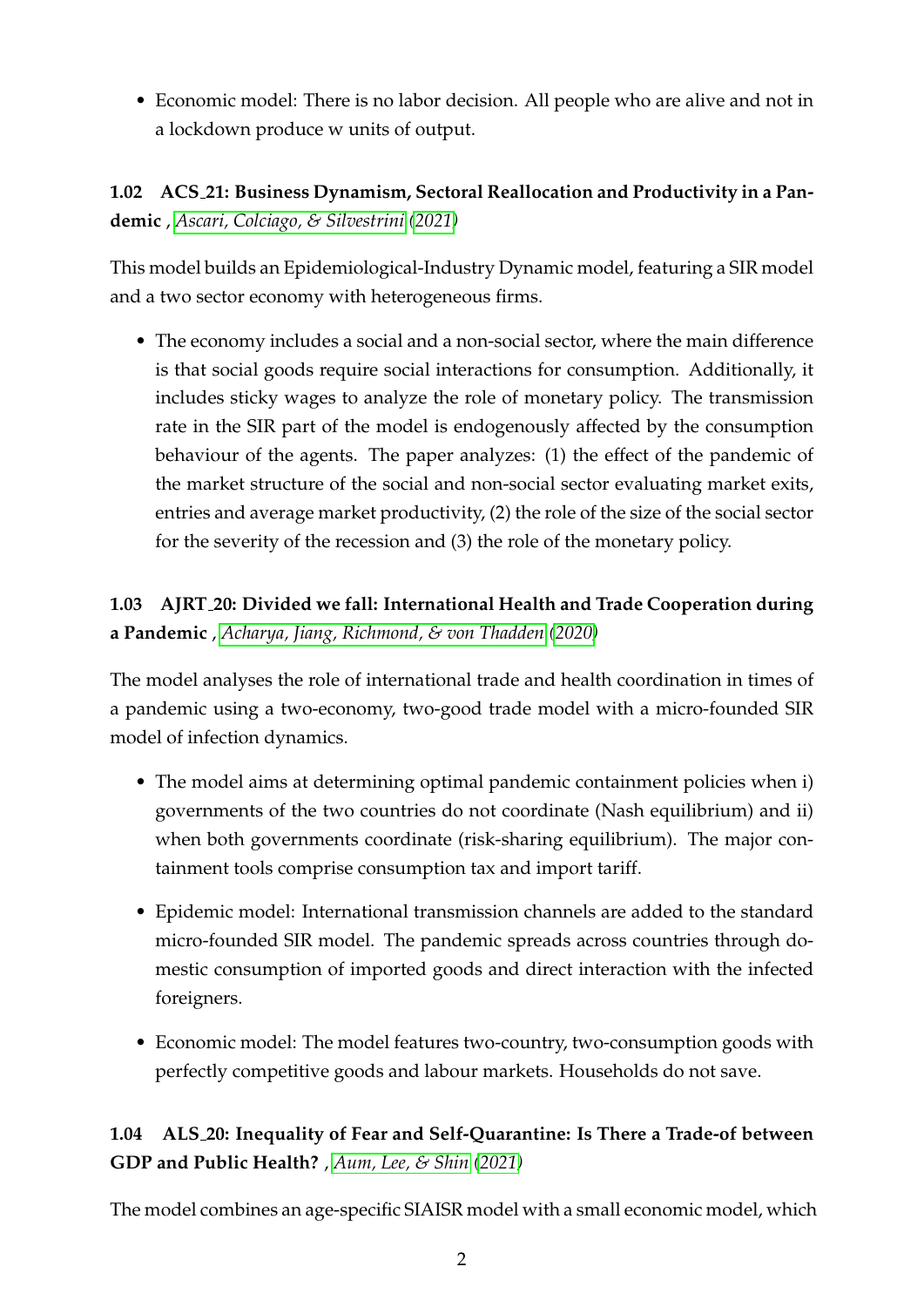- Economic model: There is no labor decision. All people who are alive and not in a lockdown produce w units of output.

### 1.02 ACS_21: Business Dynamism, Sectoral Reallocation and Productivity in a Pandemic , *Ascari, Colciago, & Silvestrini* (*2021*)

This model builds an Epidemiological-Industry Dynamic model, featuring a SIR model and a two sector economy with heterogeneous firms.

- The economy includes a social and a non-social sector, where the main difference is that social goods require social interactions for consumption. Additionally, it includes sticky wages to analyze the role of monetary policy. The transmission rate in the SIR part of the model is endogenously affected by the consumption behaviour of the agents. The paper analyzes: (1) the effect of the pandemic of the market structure of the social and non-social sector evaluating market exits, entries and average market productivity, (2) the role of the size of the social sector for the severity of the recession and (3) the role of the monetary policy.

### 1.03 AJRT_20: Divided we fall: International Health and Trade Cooperation during a Pandemic , *Acharya, Jiang, Richmond, & von Thadden* (*2020*)

The model analyses the role of international trade and health coordination in times of a pandemic using a two-economy, two-good trade model with a micro-founded SIR model of infection dynamics.

- The model aims at determining optimal pandemic containment policies when i) governments of the two countries do not coordinate (Nash equilibrium) and ii) when both governments coordinate (risk-sharing equilibrium). The major containment tools comprise consumption tax and import tariff.
- Epidemic model: International transmission channels are added to the standard micro-founded SIR model. The pandemic spreads across countries through domestic consumption of imported goods and direct interaction with the infected foreigners.
- Economic model: The model features two-country, two-consumption goods with perfectly competitive goods and labour markets. Households do not save.

### 1.04 ALS_20: Inequality of Fear and Self-Quarantine: Is There a Trade-of between GDP and Public Health? , *Aum, Lee, & Shin* (*2021*)

The model combines an age-specific SIAISR model with a small economic model, which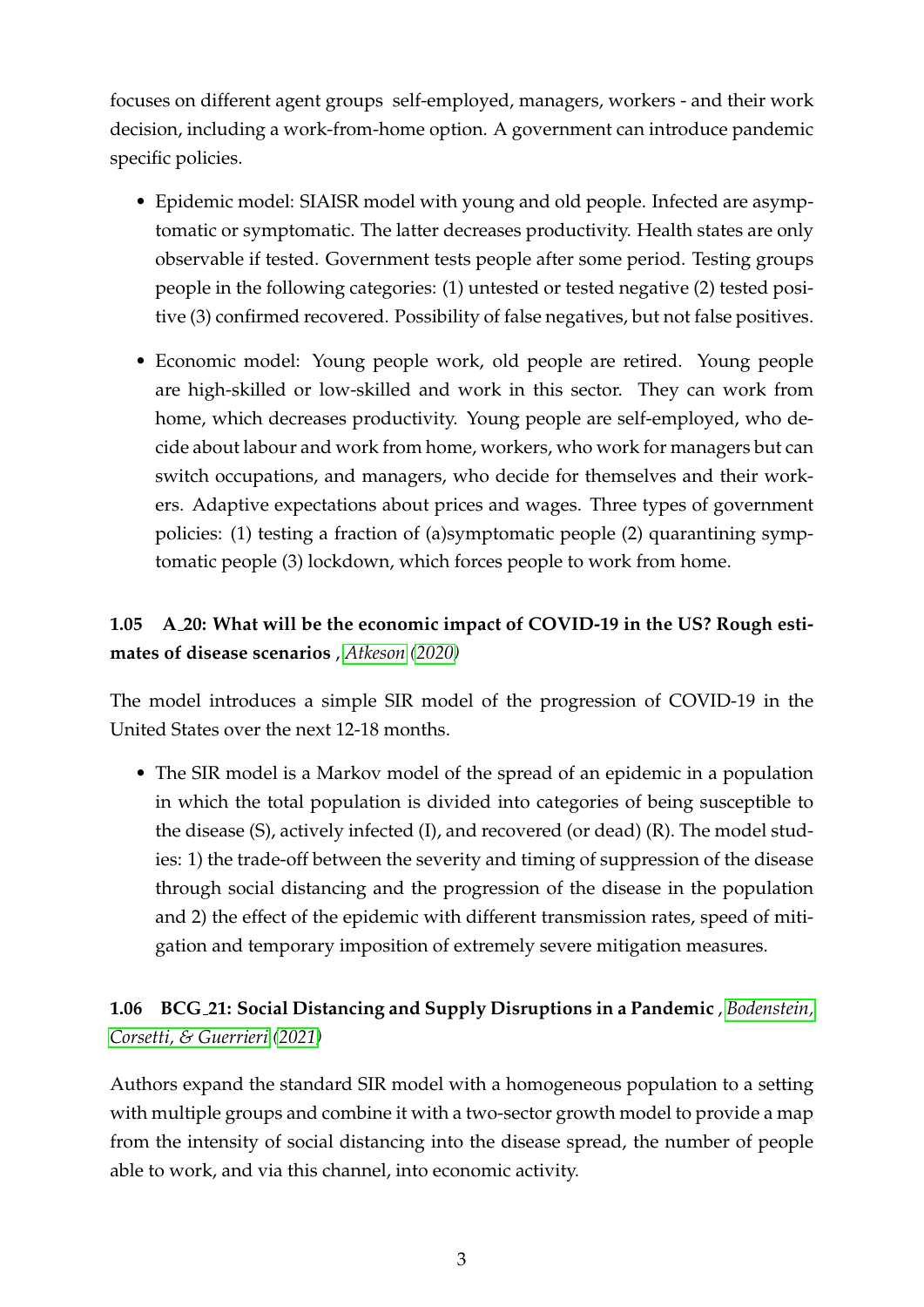focuses on different agent groups  self-employed, managers, workers - and their work decision, including a work-from-home option. A government can introduce pandemic specific policies.

- Epidemic model: SIAISR model with young and old people. Infected are asymptomatic or symptomatic. The latter decreases productivity. Health states are only observable if tested. Government tests people after some period. Testing groups people in the following categories: (1) untested or tested negative (2) tested positive (3) confirmed recovered. Possibility of false negatives, but not false positives.
- Economic model: Young people work, old people are retired. Young people are high-skilled or low-skilled and work in this sector. They can work from home, which decreases productivity. Young people are self-employed, who decide about labour and work from home, workers, who work for managers but can switch occupations, and managers, who decide for themselves and their workers. Adaptive expectations about prices and wages. Three types of government policies: (1) testing a fraction of (a)symptomatic people (2) quarantining symptomatic people (3) lockdown, which forces people to work from home.

### 1.05 A_20: What will be the economic impact of COVID-19 in the US? Rough estimates of disease scenarios , *Atkeson* (*2020*)

The model introduces a simple SIR model of the progression of COVID-19 in the United States over the next 12-18 months.

- The SIR model is a Markov model of the spread of an epidemic in a population in which the total population is divided into categories of being susceptible to the disease (S), actively infected (I), and recovered (or dead) (R). The model studies: 1) the trade-off between the severity and timing of suppression of the disease through social distancing and the progression of the disease in the population and 2) the effect of the epidemic with different transmission rates, speed of mitigation and temporary imposition of extremely severe mitigation measures.

### 1.06 BCG_21: Social Distancing and Supply Disruptions in a Pandemic , *Bodenstein, Corsetti, & Guerrieri* (*2021*)

Authors expand the standard SIR model with a homogeneous population to a setting with multiple groups and combine it with a two-sector growth model to provide a map from the intensity of social distancing into the disease spread, the number of people able to work, and via this channel, into economic activity.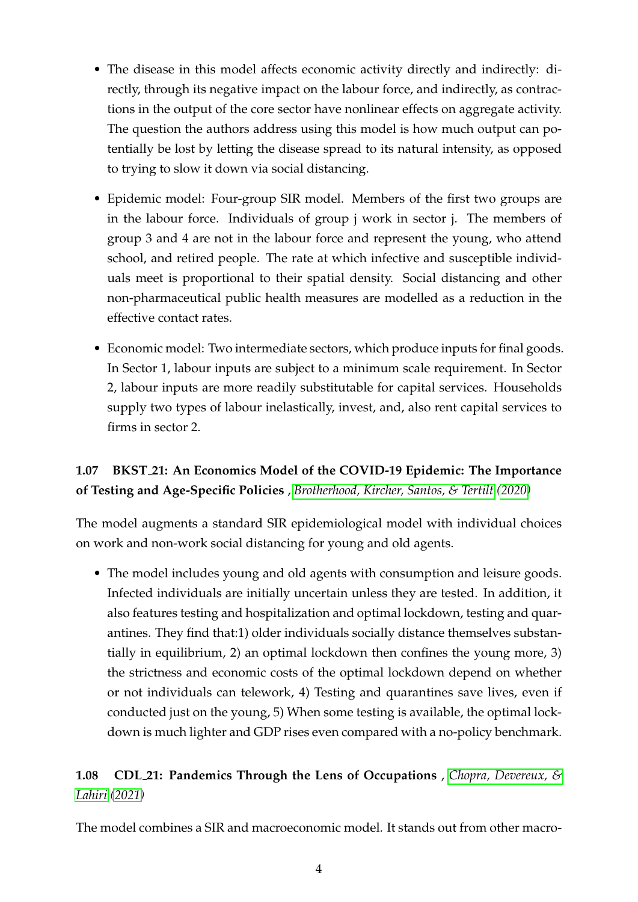- The disease in this model affects economic activity directly and indirectly: directly, through its negative impact on the labour force, and indirectly, as contractions in the output of the core sector have nonlinear effects on aggregate activity. The question the authors address using this model is how much output can potentially be lost by letting the disease spread to its natural intensity, as opposed to trying to slow it down via social distancing.
- Epidemic model: Four-group SIR model. Members of the first two groups are in the labour force. Individuals of group j work in sector j. The members of group 3 and 4 are not in the labour force and represent the young, who attend school, and retired people. The rate at which infective and susceptible individuals meet is proportional to their spatial density. Social distancing and other non-pharmaceutical public health measures are modelled as a reduction in the effective contact rates.
- Economic model: Two intermediate sectors, which produce inputs for final goods. In Sector 1, labour inputs are subject to a minimum scale requirement. In Sector 2, labour inputs are more readily substitutable for capital services. Households supply two types of labour inelastically, invest, and, also rent capital services to firms in sector 2.

### 1.07 BKST_21: An Economics Model of the COVID-19 Epidemic: The Importance of Testing and Age-Specific Policies , *Brotherhood, Kircher, Santos, & Tertilt* (*2020*)

The model augments a standard SIR epidemiological model with individual choices on work and non-work social distancing for young and old agents.

- The model includes young and old agents with consumption and leisure goods. Infected individuals are initially uncertain unless they are tested. In addition, it also features testing and hospitalization and optimal lockdown, testing and quarantines. They find that:1) older individuals socially distance themselves substantially in equilibrium, 2) an optimal lockdown then confines the young more, 3) the strictness and economic costs of the optimal lockdown depend on whether or not individuals can telework, 4) Testing and quarantines save lives, even if conducted just on the young, 5) When some testing is available, the optimal lockdown is much lighter and GDP rises even compared with a no-policy benchmark.

### 1.08 CDL_21: Pandemics Through the Lens of Occupations , *Chopra, Devereux, & Lahiri* (*2021*)

The model combines a SIR and macroeconomic model. It stands out from other macro-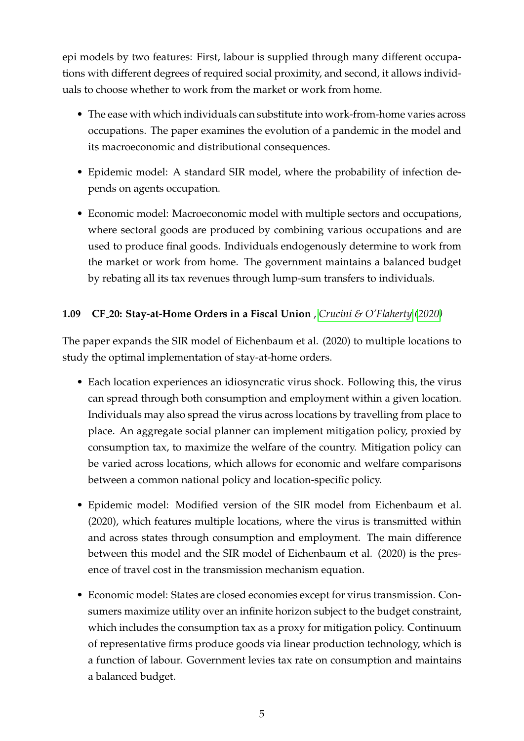epi models by two features: First, labour is supplied through many different occupations with different degrees of required social proximity, and second, it allows individuals to choose whether to work from the market or work from home.

- The ease with which individuals can substitute into work-from-home varies across occupations. The paper examines the evolution of a pandemic in the model and its macroeconomic and distributional consequences.
- Epidemic model: A standard SIR model, where the probability of infection depends on agents occupation.
- Economic model: Macroeconomic model with multiple sectors and occupations, where sectoral goods are produced by combining various occupations and are used to produce final goods. Individuals endogenously determine to work from the market or work from home. The government maintains a balanced budget by rebating all its tax revenues through lump-sum transfers to individuals.

### 1.09 CF_20: Stay-at-Home Orders in a Fiscal Union , *Crucini & O'Flaherty* (*2020*)

The paper expands the SIR model of Eichenbaum et al. (2020) to multiple locations to study the optimal implementation of stay-at-home orders.

- Each location experiences an idiosyncratic virus shock. Following this, the virus can spread through both consumption and employment within a given location. Individuals may also spread the virus across locations by travelling from place to place. An aggregate social planner can implement mitigation policy, proxied by consumption tax, to maximize the welfare of the country. Mitigation policy can be varied across locations, which allows for economic and welfare comparisons between a common national policy and location-specific policy.
- Epidemic model: Modified version of the SIR model from Eichenbaum et al. (2020), which features multiple locations, where the virus is transmitted within and across states through consumption and employment. The main difference between this model and the SIR model of Eichenbaum et al. (2020) is the presence of travel cost in the transmission mechanism equation.
- Economic model: States are closed economies except for virus transmission. Consumers maximize utility over an infinite horizon subject to the budget constraint, which includes the consumption tax as a proxy for mitigation policy. Continuum of representative firms produce goods via linear production technology, which is a function of labour. Government levies tax rate on consumption and maintains a balanced budget.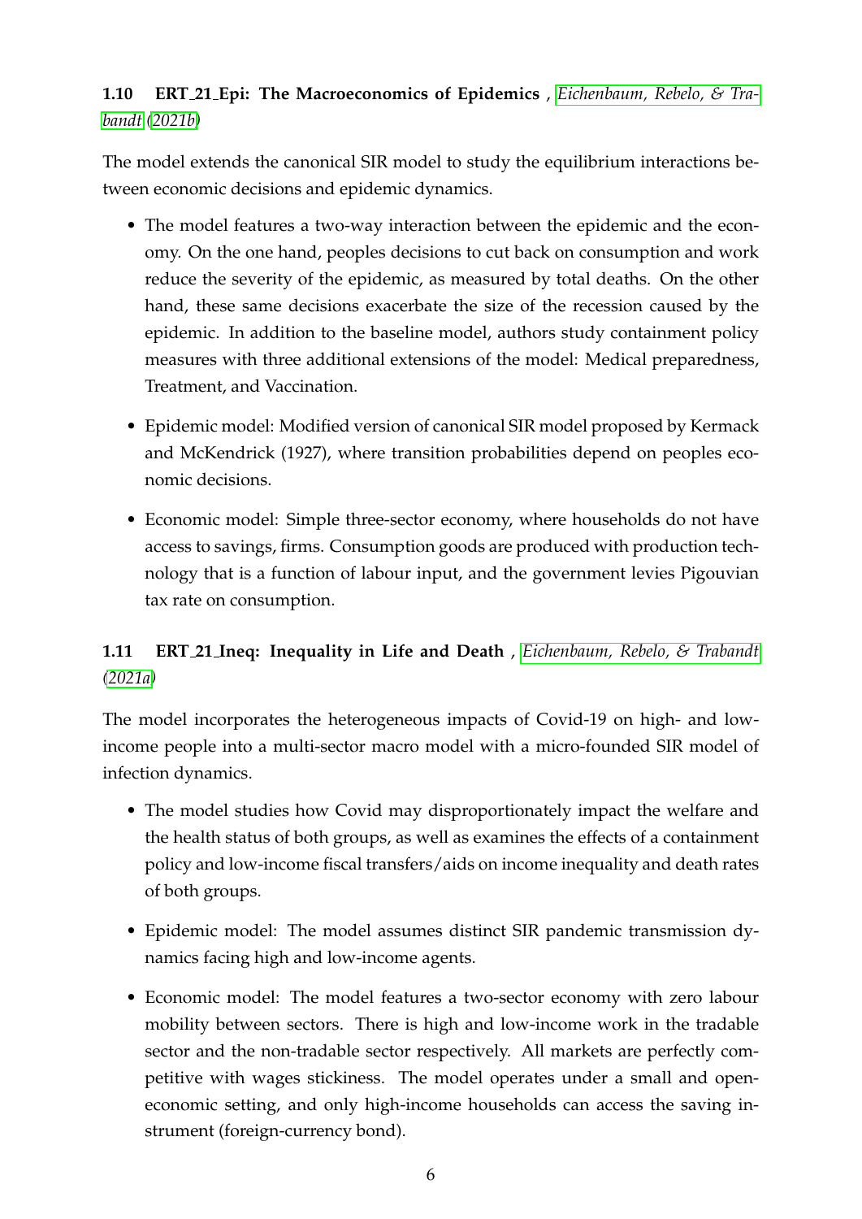### 1.10 ERT_21_Epi: The Macroeconomics of Epidemics , *Eichenbaum, Rebelo, & Trabandt* (*2021b*)

The model extends the canonical SIR model to study the equilibrium interactions between economic decisions and epidemic dynamics.

- The model features a two-way interaction between the epidemic and the economy. On the one hand, peoples decisions to cut back on consumption and work reduce the severity of the epidemic, as measured by total deaths. On the other hand, these same decisions exacerbate the size of the recession caused by the epidemic. In addition to the baseline model, authors study containment policy measures with three additional extensions of the model: Medical preparedness, Treatment, and Vaccination.
- Epidemic model: Modified version of canonical SIR model proposed by Kermack and McKendrick (1927), where transition probabilities depend on peoples economic decisions.
- Economic model: Simple three-sector economy, where households do not have access to savings, firms. Consumption goods are produced with production technology that is a function of labour input, and the government levies Pigouvian tax rate on consumption.

### 1.11 ERT_21_Ineq: Inequality in Life and Death , *Eichenbaum, Rebelo, & Trabandt* (*2021a*)

The model incorporates the heterogeneous impacts of Covid-19 on high- and low-income people into a multi-sector macro model with a micro-founded SIR model of infection dynamics.

- The model studies how Covid may disproportionately impact the welfare and the health status of both groups, as well as examines the effects of a containment policy and low-income fiscal transfers/aids on income inequality and death rates of both groups.
- Epidemic model: The model assumes distinct SIR pandemic transmission dynamics facing high and low-income agents.
- Economic model: The model features a two-sector economy with zero labour mobility between sectors. There is high and low-income work in the tradable sector and the non-tradable sector respectively. All markets are perfectly competitive with wages stickiness. The model operates under a small and open-economic setting, and only high-income households can access the saving instrument (foreign-currency bond).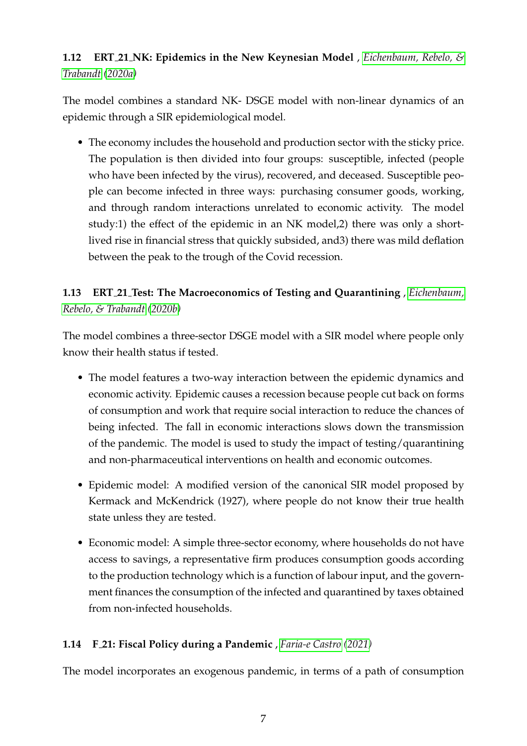### 1.12 ERT_21_NK: Epidemics in the New Keynesian Model , Eichenbaum, Rebelo, & Trabandt (2020a)

The model combines a standard NK- DSGE model with non-linear dynamics of an epidemic through a SIR epidemiological model.

- The economy includes the household and production sector with the sticky price. The population is then divided into four groups: susceptible, infected (people who have been infected by the virus), recovered, and deceased. Susceptible people can become infected in three ways: purchasing consumer goods, working, and through random interactions unrelated to economic activity. The model study:1) the effect of the epidemic in an NK model,2) there was only a short-lived rise in financial stress that quickly subsided, and3) there was mild deflation between the peak to the trough of the Covid recession.

### 1.13 ERT_21_Test: The Macroeconomics of Testing and Quarantining , Eichenbaum, Rebelo, & Trabandt (2020b)

The model combines a three-sector DSGE model with a SIR model where people only know their health status if tested.

- The model features a two-way interaction between the epidemic dynamics and economic activity. Epidemic causes a recession because people cut back on forms of consumption and work that require social interaction to reduce the chances of being infected. The fall in economic interactions slows down the transmission of the pandemic. The model is used to study the impact of testing/quarantining and non-pharmaceutical interventions on health and economic outcomes.
- Epidemic model: A modified version of the canonical SIR model proposed by Kermack and McKendrick (1927), where people do not know their true health state unless they are tested.
- Economic model: A simple three-sector economy, where households do not have access to savings, a representative firm produces consumption goods according to the production technology which is a function of labour input, and the government finances the consumption of the infected and quarantined by taxes obtained from non-infected households.

### 1.14 F_21: Fiscal Policy during a Pandemic , Faria-e Castro (2021)

The model incorporates an exogenous pandemic, in terms of a path of consumption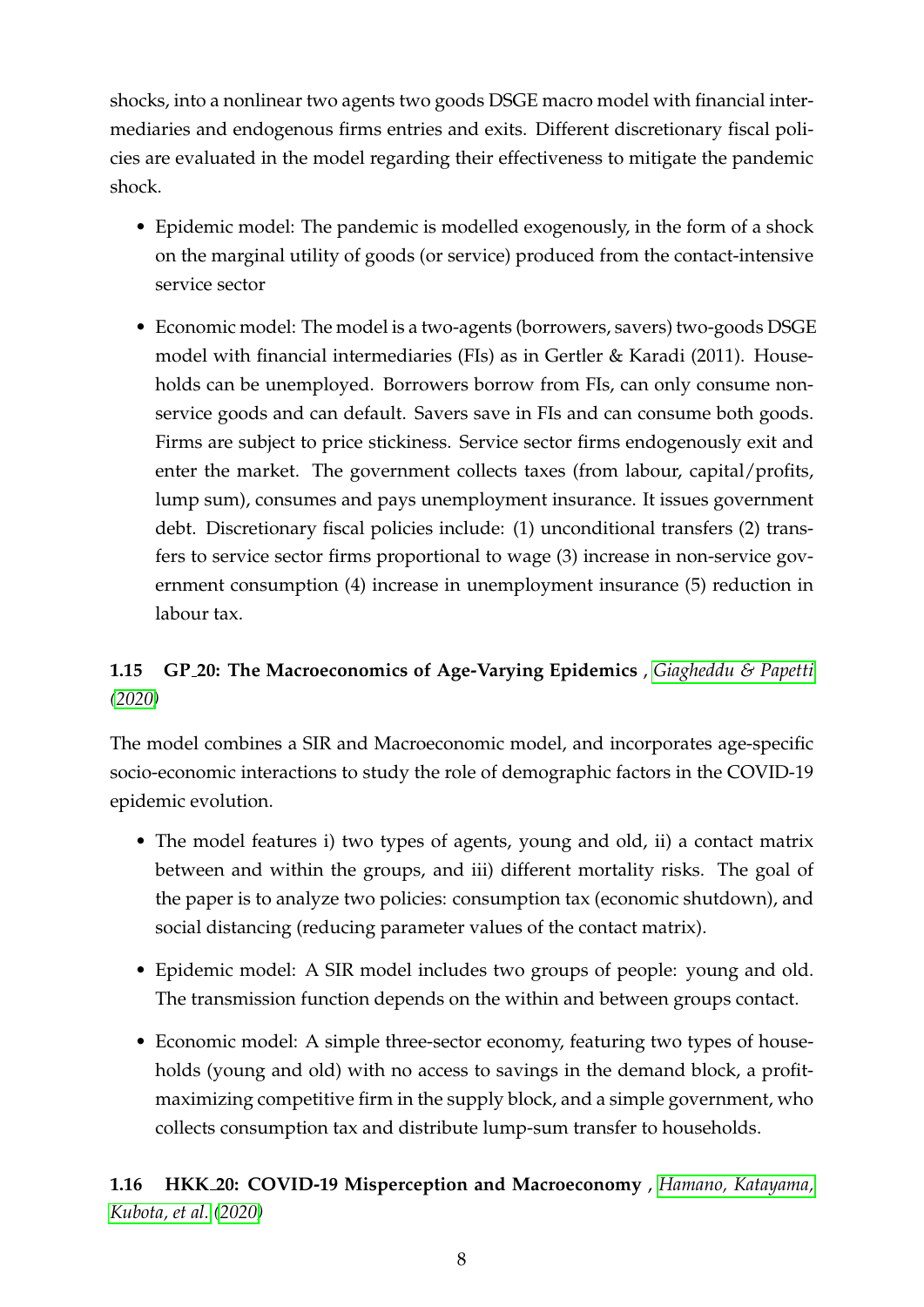shocks, into a nonlinear two agents two goods DSGE macro model with financial intermediaries and endogenous firms entries and exits. Different discretionary fiscal policies are evaluated in the model regarding their effectiveness to mitigate the pandemic shock.

- Epidemic model: The pandemic is modelled exogenously, in the form of a shock on the marginal utility of goods (or service) produced from the contact-intensive service sector
- Economic model: The model is a two-agents (borrowers, savers) two-goods DSGE model with financial intermediaries (FIs) as in Gertler & Karadi (2011). Households can be unemployed. Borrowers borrow from FIs, can only consume non-service goods and can default. Savers save in FIs and can consume both goods. Firms are subject to price stickiness. Service sector firms endogenously exit and enter the market. The government collects taxes (from labour, capital/profits, lump sum), consumes and pays unemployment insurance. It issues government debt. Discretionary fiscal policies include: (1) unconditional transfers (2) transfers to service sector firms proportional to wage (3) increase in non-service government consumption (4) increase in unemployment insurance (5) reduction in labour tax.

### 1.15 GP_20: The Macroeconomics of Age-Varying Epidemics , *Giagheddu & Papetti (2020)*

The model combines a SIR and Macroeconomic model, and incorporates age-specific socio-economic interactions to study the role of demographic factors in the COVID-19 epidemic evolution.

- The model features i) two types of agents, young and old, ii) a contact matrix between and within the groups, and iii) different mortality risks. The goal of the paper is to analyze two policies: consumption tax (economic shutdown), and social distancing (reducing parameter values of the contact matrix).
- Epidemic model: A SIR model includes two groups of people: young and old. The transmission function depends on the within and between groups contact.
- Economic model: A simple three-sector economy, featuring two types of households (young and old) with no access to savings in the demand block, a profit-maximizing competitive firm in the supply block, and a simple government, who collects consumption tax and distribute lump-sum transfer to households.

### 1.16 HKK_20: COVID-19 Misperception and Macroeconomy , *Hamano, Katayama, Kubota, et al. (2020)*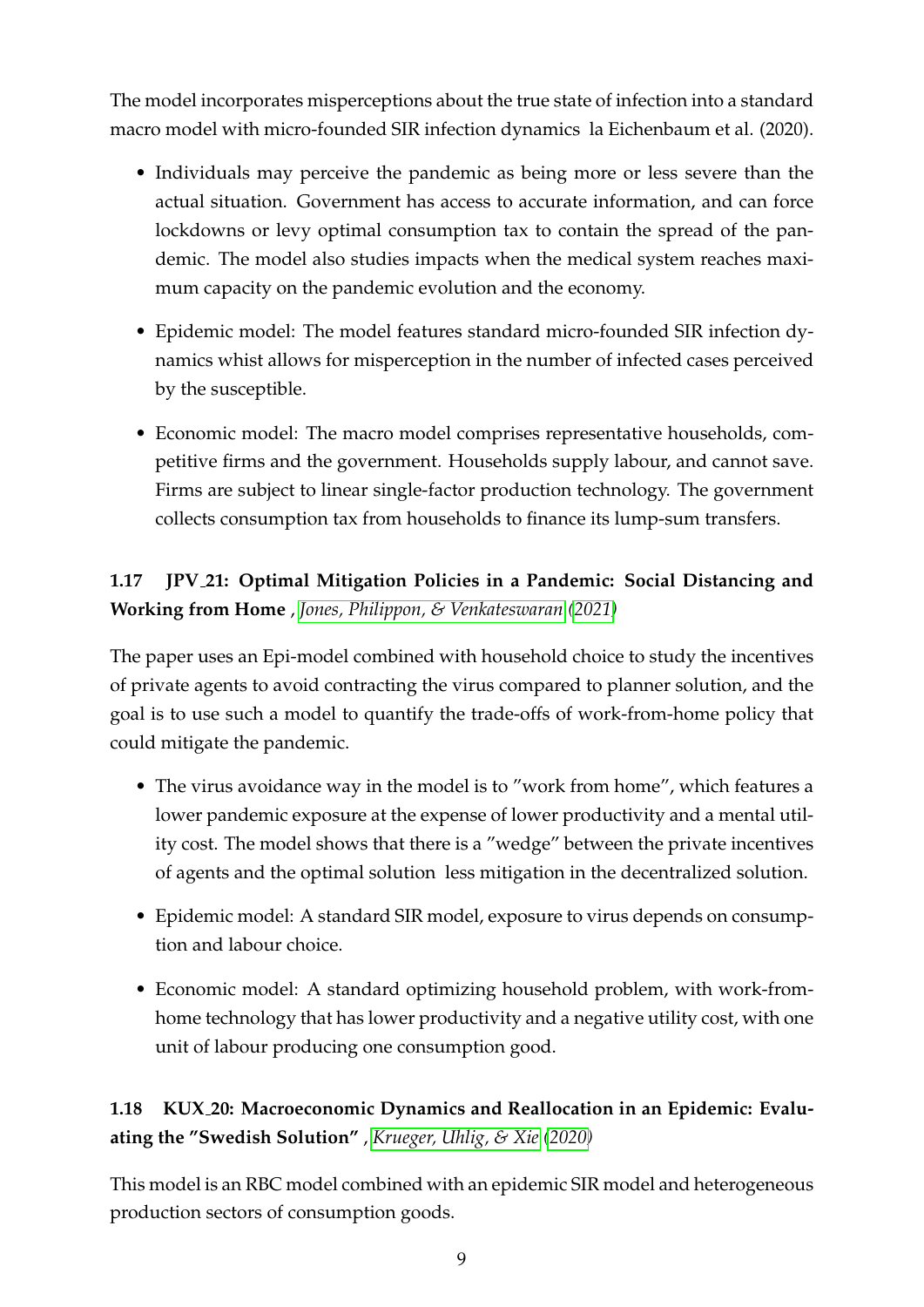The model incorporates misperceptions about the true state of infection into a standard macro model with micro-founded SIR infection dynamics la Eichenbaum et al. (2020).

- Individuals may perceive the pandemic as being more or less severe than the actual situation. Government has access to accurate information, and can force lockdowns or levy optimal consumption tax to contain the spread of the pandemic. The model also studies impacts when the medical system reaches maximum capacity on the pandemic evolution and the economy.
- Epidemic model: The model features standard micro-founded SIR infection dynamics whist allows for misperception in the number of infected cases perceived by the susceptible.
- Economic model: The macro model comprises representative households, competitive firms and the government. Households supply labour, and cannot save. Firms are subject to linear single-factor production technology. The government collects consumption tax from households to finance its lump-sum transfers.

### 1.17 JPV_21: Optimal Mitigation Policies in a Pandemic: Social Distancing and Working from Home , *Jones, Philippon, & Venkateswaran* (*2021*)

The paper uses an Epi-model combined with household choice to study the incentives of private agents to avoid contracting the virus compared to planner solution, and the goal is to use such a model to quantify the trade-offs of work-from-home policy that could mitigate the pandemic.

- The virus avoidance way in the model is to "work from home", which features a lower pandemic exposure at the expense of lower productivity and a mental utility cost. The model shows that there is a "wedge" between the private incentives of agents and the optimal solution less mitigation in the decentralized solution.
- Epidemic model: A standard SIR model, exposure to virus depends on consumption and labour choice.
- Economic model: A standard optimizing household problem, with work-from-home technology that has lower productivity and a negative utility cost, with one unit of labour producing one consumption good.

### 1.18 KUX_20: Macroeconomic Dynamics and Reallocation in an Epidemic: Evaluating the "Swedish Solution" , *Krueger, Uhlig, & Xie* (*2020*)

This model is an RBC model combined with an epidemic SIR model and heterogeneous production sectors of consumption goods.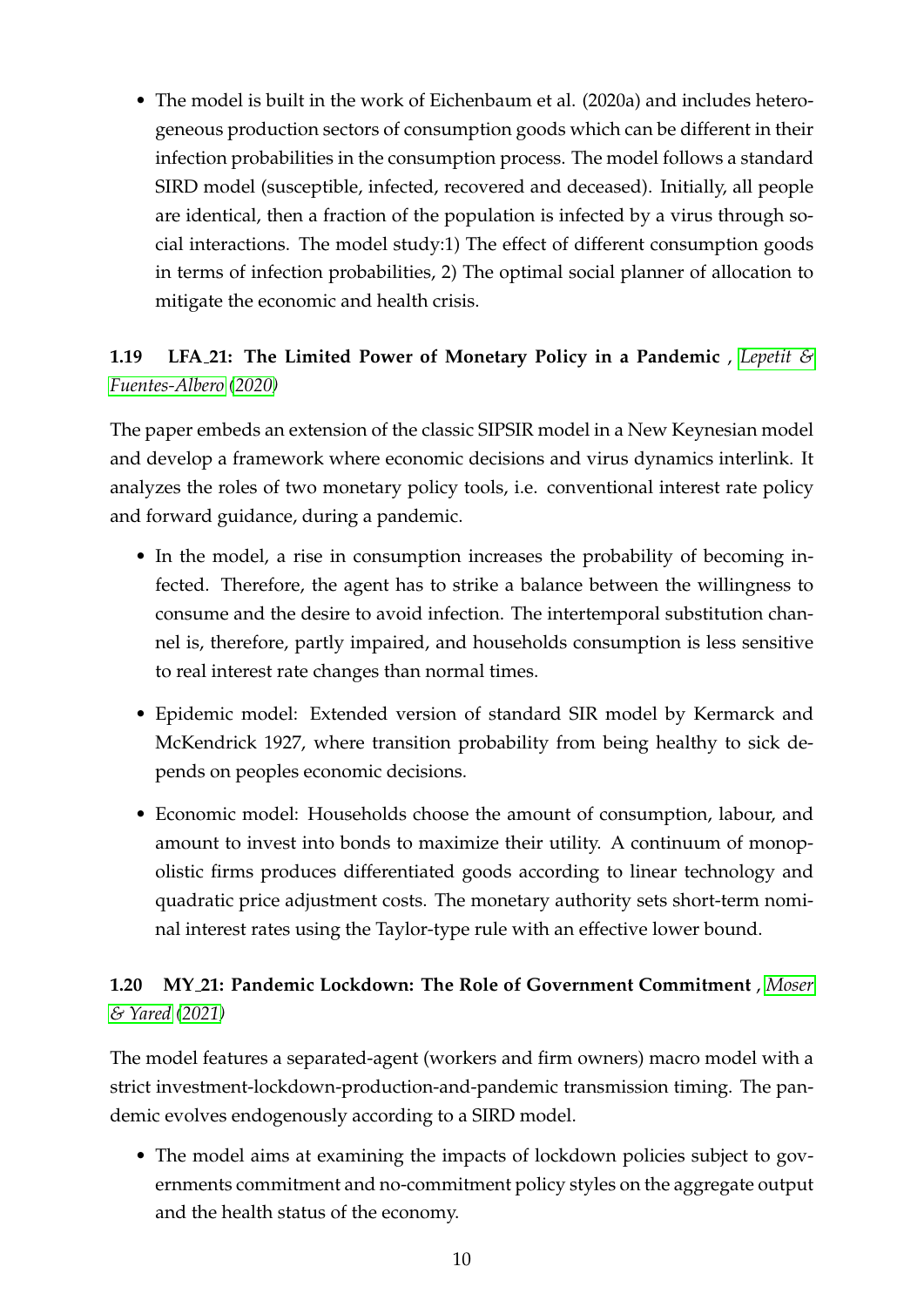- The model is built in the work of Eichenbaum et al. (2020a) and includes heterogeneous production sectors of consumption goods which can be different in their infection probabilities in the consumption process. The model follows a standard SIRD model (susceptible, infected, recovered and deceased). Initially, all people are identical, then a fraction of the population is infected by a virus through social interactions. The model study:1) The effect of different consumption goods in terms of infection probabilities, 2) The optimal social planner of allocation to mitigate the economic and health crisis.

### 1.19 LFA_21: The Limited Power of Monetary Policy in a Pandemic , *Lepetit & Fuentes-Albero (2020)*

The paper embeds an extension of the classic SIPSIR model in a New Keynesian model and develop a framework where economic decisions and virus dynamics interlink. It analyzes the roles of two monetary policy tools, i.e. conventional interest rate policy and forward guidance, during a pandemic.

- In the model, a rise in consumption increases the probability of becoming infected. Therefore, the agent has to strike a balance between the willingness to consume and the desire to avoid infection. The intertemporal substitution channel is, therefore, partly impaired, and households consumption is less sensitive to real interest rate changes than normal times.
- Epidemic model: Extended version of standard SIR model by Kermarck and McKendrick 1927, where transition probability from being healthy to sick depends on peoples economic decisions.
- Economic model: Households choose the amount of consumption, labour, and amount to invest into bonds to maximize their utility. A continuum of monopolistic firms produces differentiated goods according to linear technology and quadratic price adjustment costs. The monetary authority sets short-term nominal interest rates using the Taylor-type rule with an effective lower bound.

### 1.20 MY_21: Pandemic Lockdown: The Role of Government Commitment , *Moser & Yared (2021)*

The model features a separated-agent (workers and firm owners) macro model with a strict investment-lockdown-production-and-pandemic transmission timing. The pandemic evolves endogenously according to a SIRD model.

- The model aims at examining the impacts of lockdown policies subject to governments commitment and no-commitment policy styles on the aggregate output and the health status of the economy.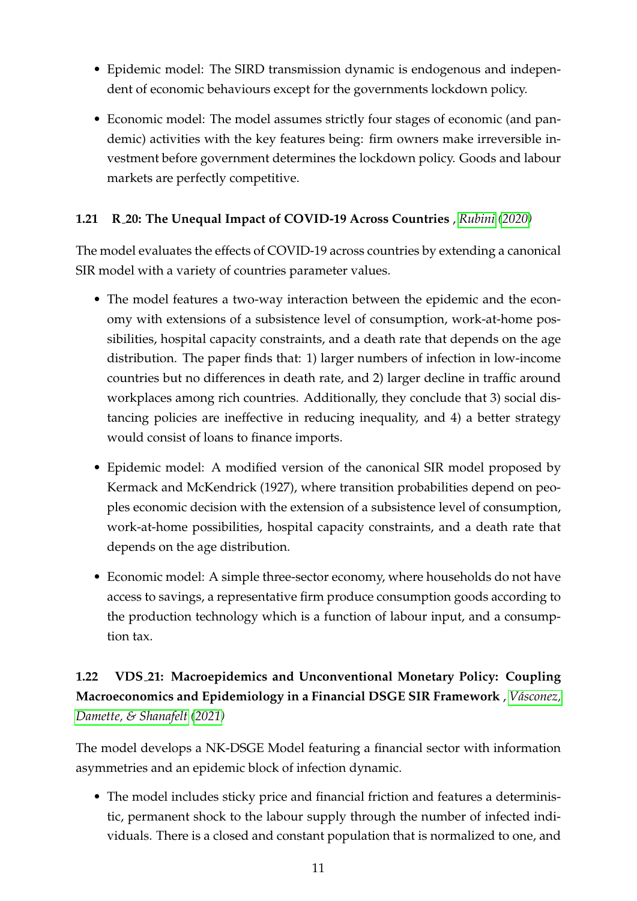- Epidemic model: The SIRD transmission dynamic is endogenous and independent of economic behaviours except for the governments lockdown policy.

- Economic model: The model assumes strictly four stages of economic (and pandemic) activities with the key features being: firm owners make irreversible investment before government determines the lockdown policy. Goods and labour markets are perfectly competitive.

### 1.21 R_20: The Unequal Impact of COVID-19 Across Countries , *Rubini* (*2020*)

The model evaluates the effects of COVID-19 across countries by extending a canonical SIR model with a variety of countries parameter values.

- The model features a two-way interaction between the epidemic and the economy with extensions of a subsistence level of consumption, work-at-home possibilities, hospital capacity constraints, and a death rate that depends on the age distribution. The paper finds that: 1) larger numbers of infection in low-income countries but no differences in death rate, and 2) larger decline in traffic around workplaces among rich countries. Additionally, they conclude that 3) social distancing policies are ineffective in reducing inequality, and 4) a better strategy would consist of loans to finance imports.

- Epidemic model: A modified version of the canonical SIR model proposed by Kermack and McKendrick (1927), where transition probabilities depend on peoples economic decision with the extension of a subsistence level of consumption, work-at-home possibilities, hospital capacity constraints, and a death rate that depends on the age distribution.

- Economic model: A simple three-sector economy, where households do not have access to savings, a representative firm produce consumption goods according to the production technology which is a function of labour input, and a consumption tax.

### 1.22 VDS_21: Macroepidemics and Unconventional Monetary Policy: Coupling Macroeconomics and Epidemiology in a Financial DSGE SIR Framework , *Vásconez, Damette, & Shanafelt* (*2021*)

The model develops a NK-DSGE Model featuring a financial sector with information asymmetries and an epidemic block of infection dynamic.

- The model includes sticky price and financial friction and features a deterministic, permanent shock to the labour supply through the number of infected individuals. There is a closed and constant population that is normalized to one, and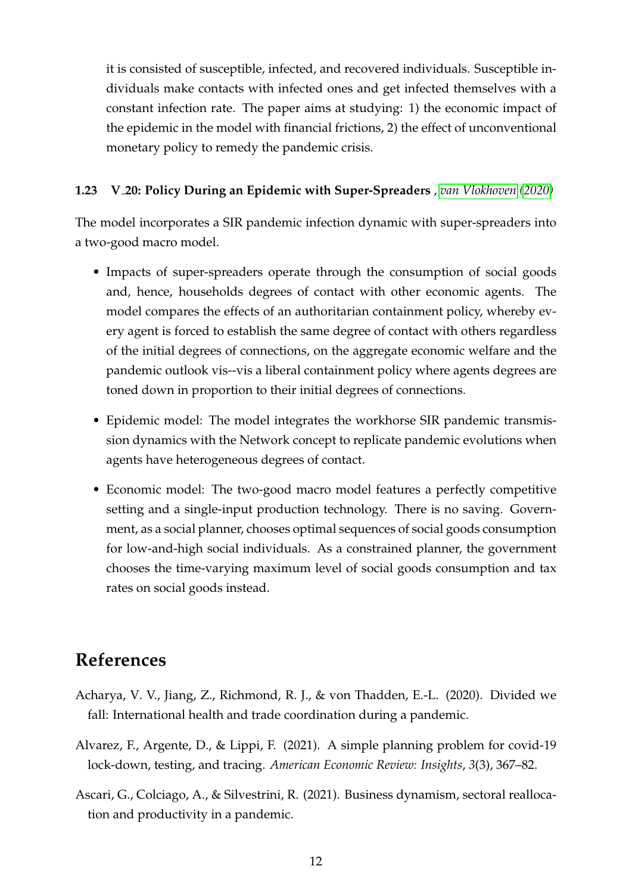it is consisted of susceptible, infected, and recovered individuals. Susceptible individuals make contacts with infected ones and get infected themselves with a constant infection rate. The paper aims at studying: 1) the economic impact of the epidemic in the model with financial frictions, 2) the effect of unconventional monetary policy to remedy the pandemic crisis.

### 1.23 V_20: Policy During an Epidemic with Super-Spreaders , *van Vlokhoven (2020)*

The model incorporates a SIR pandemic infection dynamic with super-spreaders into a two-good macro model.

- Impacts of super-spreaders operate through the consumption of social goods and, hence, households degrees of contact with other economic agents. The model compares the effects of an authoritarian containment policy, whereby every agent is forced to establish the same degree of contact with others regardless of the initial degrees of connections, on the aggregate economic welfare and the pandemic outlook vis--vis a liberal containment policy where agents degrees are toned down in proportion to their initial degrees of connections.
- Epidemic model: The model integrates the workhorse SIR pandemic transmission dynamics with the Network concept to replicate pandemic evolutions when agents have heterogeneous degrees of contact.
- Economic model: The two-good macro model features a perfectly competitive setting and a single-input production technology. There is no saving. Government, as a social planner, chooses optimal sequences of social goods consumption for low-and-high social individuals. As a constrained planner, the government chooses the time-varying maximum level of social goods consumption and tax rates on social goods instead.

# References

Acharya, V. V., Jiang, Z., Richmond, R. J., & von Thadden, E.-L. (2020). Divided we fall: International health and trade coordination during a pandemic.

Alvarez, F., Argente, D., & Lippi, F. (2021). A simple planning problem for covid-19 lock-down, testing, and tracing. *American Economic Review: Insights*, *3*(3), 367–82.

Ascari, G., Colciago, A., & Silvestrini, R. (2021). Business dynamism, sectoral reallocation and productivity in a pandemic.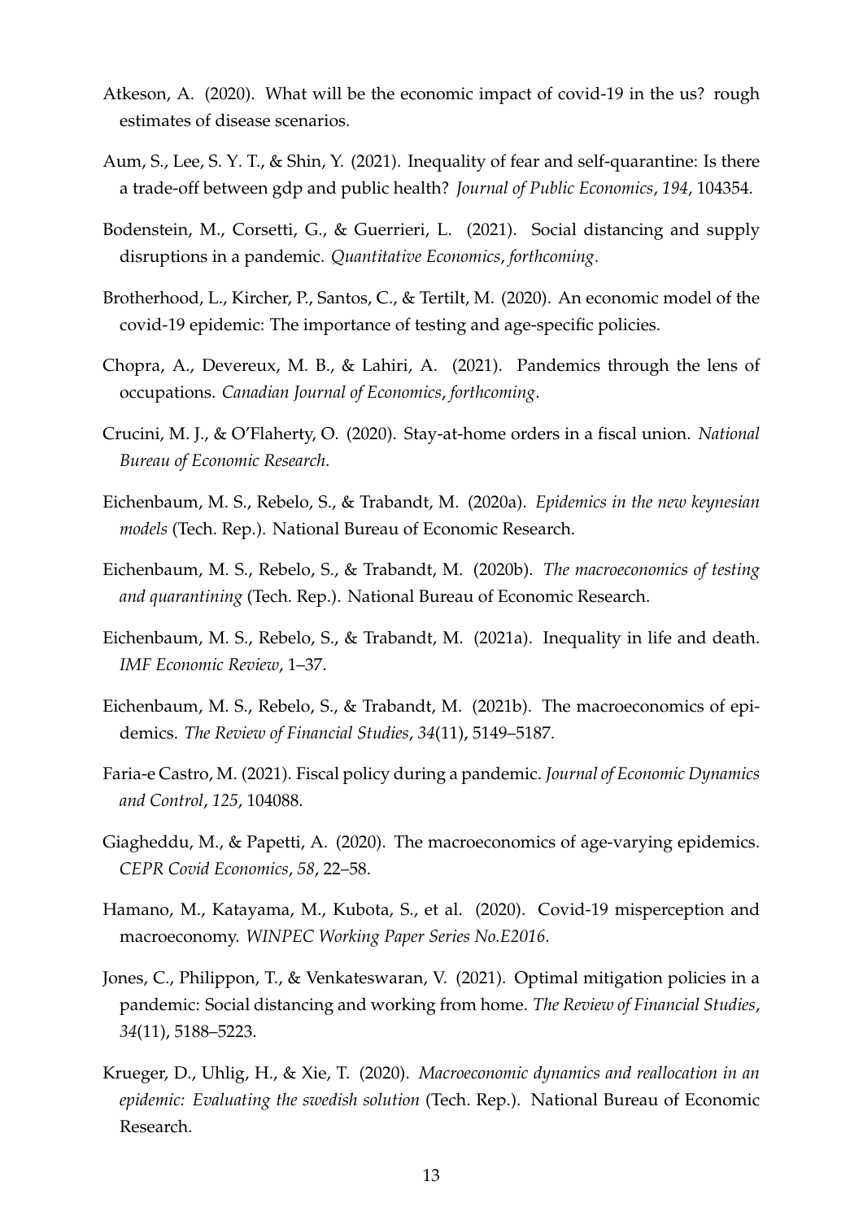Atkeson, A. (2020). What will be the economic impact of covid-19 in the us? rough estimates of disease scenarios.

Aum, S., Lee, S. Y. T., & Shin, Y. (2021). Inequality of fear and self-quarantine: Is there a trade-off between gdp and public health? *Journal of Public Economics*, *194*, 104354.

Bodenstein, M., Corsetti, G., & Guerrieri, L. (2021). Social distancing and supply disruptions in a pandemic. *Quantitative Economics*, *forthcoming*.

Brotherhood, L., Kircher, P., Santos, C., & Tertilt, M. (2020). An economic model of the covid-19 epidemic: The importance of testing and age-specific policies.

Chopra, A., Devereux, M. B., & Lahiri, A. (2021). Pandemics through the lens of occupations. *Canadian Journal of Economics*, *forthcoming*.

Crucini, M. J., & O'Flaherty, O. (2020). Stay-at-home orders in a fiscal union. *National Bureau of Economic Research*.

Eichenbaum, M. S., Rebelo, S., & Trabandt, M. (2020a). *Epidemics in the new keynesian models* (Tech. Rep.). National Bureau of Economic Research.

Eichenbaum, M. S., Rebelo, S., & Trabandt, M. (2020b). *The macroeconomics of testing and quarantining* (Tech. Rep.). National Bureau of Economic Research.

Eichenbaum, M. S., Rebelo, S., & Trabandt, M. (2021a). Inequality in life and death. *IMF Economic Review*, 1–37.

Eichenbaum, M. S., Rebelo, S., & Trabandt, M. (2021b). The macroeconomics of epidemics. *The Review of Financial Studies*, *34*(11), 5149–5187.

Faria-e Castro, M. (2021). Fiscal policy during a pandemic. *Journal of Economic Dynamics and Control*, *125*, 104088.

Giagheddu, M., & Papetti, A. (2020). The macroeconomics of age-varying epidemics. *CEPR Covid Economics*, *58*, 22–58.

Hamano, M., Katayama, M., Kubota, S., et al. (2020). Covid-19 misperception and macroeconomy. *WINPEC Working Paper Series No.E2016*.

Jones, C., Philippon, T., & Venkateswaran, V. (2021). Optimal mitigation policies in a pandemic: Social distancing and working from home. *The Review of Financial Studies*, *34*(11), 5188–5223.

Krueger, D., Uhlig, H., & Xie, T. (2020). *Macroeconomic dynamics and reallocation in an epidemic: Evaluating the swedish solution* (Tech. Rep.). National Bureau of Economic Research.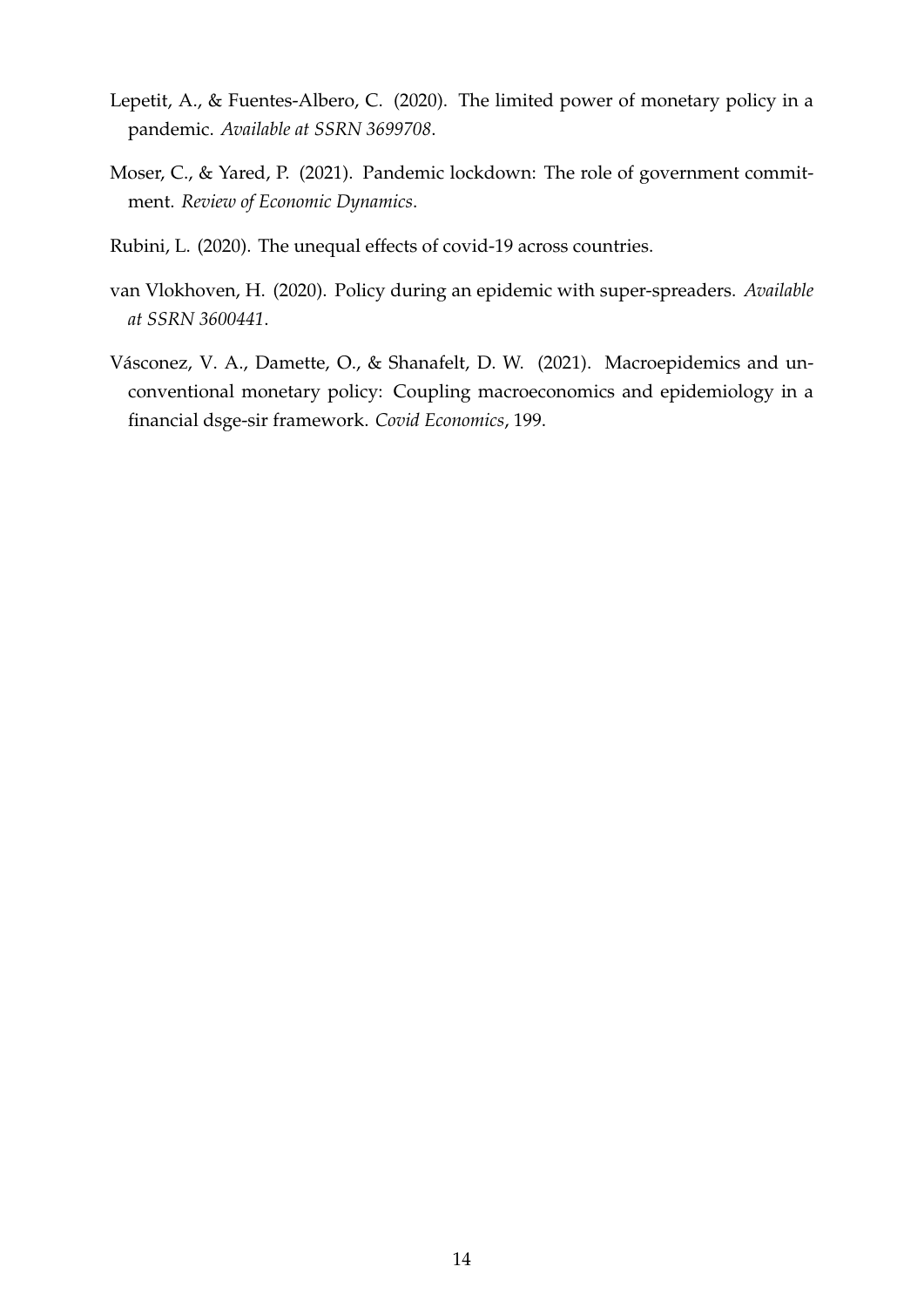Lepetit, A., & Fuentes-Albero, C. (2020). The limited power of monetary policy in a pandemic. *Available at SSRN 3699708*.

Moser, C., & Yared, P. (2021). Pandemic lockdown: The role of government commitment. *Review of Economic Dynamics*.

Rubini, L. (2020). The unequal effects of covid-19 across countries.

van Vlokhoven, H. (2020). Policy during an epidemic with super-spreaders. *Available at SSRN 3600441*.

Vásconez, V. A., Damette, O., & Shanafelt, D. W. (2021). Macroepidemics and unconventional monetary policy: Coupling macroeconomics and epidemiology in a financial dsge-sir framework. *Covid Economics*, 199.